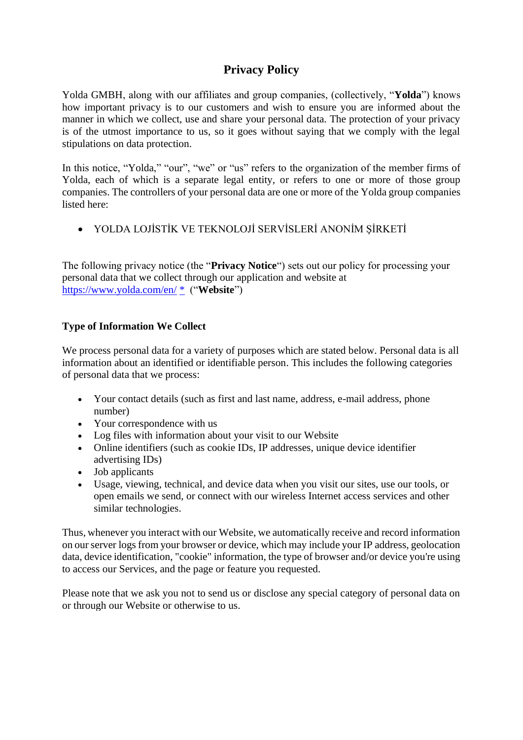# Privacy Policy

Yolda GMBH, along with our affiliates and group companies, (collectively, "**Yolda**") knows how important privacy is to our customers and wish to ensure you are informed about the manner in which we collect, use and share your personal data. The protection of your privacy is of the utmost importance to us, so it goes without saying that we comply with the legal stipulations on data protection.

In this notice, "Yolda," "our", "we" or "us" refers to the organization of the member firms of Yolda, each of which is a separate legal entity, or refers to one or more of those group companies. The controllers of your personal data are one or more of the Yolda group companies listed here:

- YOLDA LOJİSTİK VE TEKNOLOJİ SERVİSLERİ ANONİM ŞİRKETİ

The following privacy notice (the "**Privacy Notice**") sets out our policy for processing your personal data that we collect through our application and website at [https://www.yolda.com/en/](https://www.yolda.com/en/) * ("**Website**")

**Type of Information We Collect**

We process personal data for a variety of purposes which are stated below. Personal data is all information about an identified or identifiable person. This includes the following categories of personal data that we process:

- Your contact details (such as first and last name, address, e-mail address, phone number)
- Your correspondence with us
- Log files with information about your visit to our Website
- Online identifiers (such as cookie IDs, IP addresses, unique device identifier advertising IDs)
- Job applicants
- Usage, viewing, technical, and device data when you visit our sites, use our tools, or open emails we send, or connect with our wireless Internet access services and other similar technologies.

Thus, whenever you interact with our Website, we automatically receive and record information on our server logs from your browser or device, which may include your IP address, geolocation data, device identification, "cookie" information, the type of browser and/or device you're using to access our Services, and the page or feature you requested.

Please note that we ask you not to send us or disclose any special category of personal data on or through our Website or otherwise to us.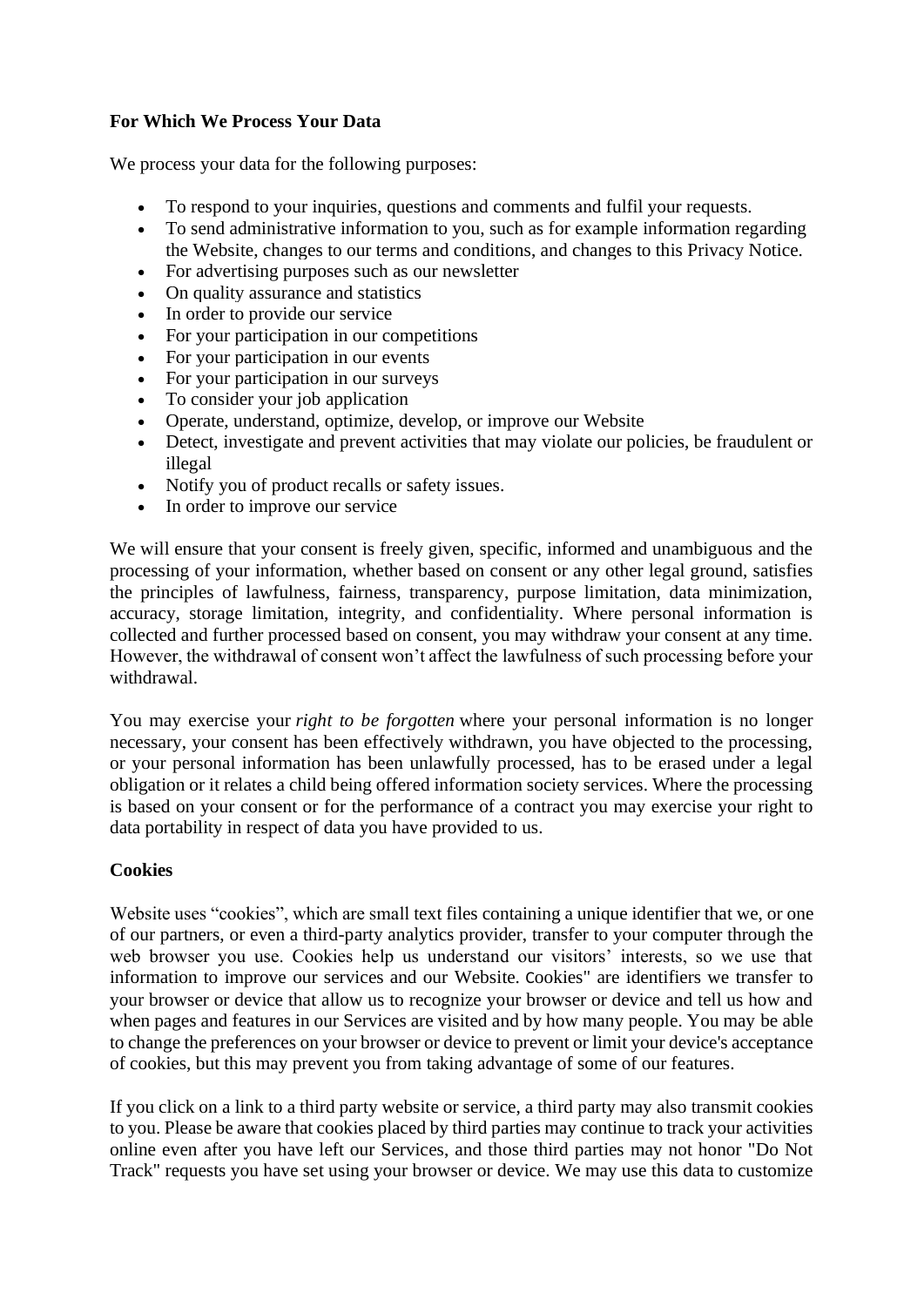**For Which We Process Your Data**

We process your data for the following purposes:

- To respond to your inquiries, questions and comments and fulfil your requests.
- To send administrative information to you, such as for example information regarding the Website, changes to our terms and conditions, and changes to this Privacy Notice.
- For advertising purposes such as our newsletter
- On quality assurance and statistics
- In order to provide our service
- For your participation in our competitions
- For your participation in our events
- For your participation in our surveys
- To consider your job application
- Operate, understand, optimize, develop, or improve our Website
- Detect, investigate and prevent activities that may violate our policies, be fraudulent or illegal
- Notify you of product recalls or safety issues.
- In order to improve our service

We will ensure that your consent is freely given, specific, informed and unambiguous and the processing of your information, whether based on consent or any other legal ground, satisfies the principles of lawfulness, fairness, transparency, purpose limitation, data minimization, accuracy, storage limitation, integrity, and confidentiality. Where personal information is collected and further processed based on consent, you may withdraw your consent at any time. However, the withdrawal of consent won't affect the lawfulness of such processing before your withdrawal.

You may exercise your *right to be forgotten* where your personal information is no longer necessary, your consent has been effectively withdrawn, you have objected to the processing, or your personal information has been unlawfully processed, has to be erased under a legal obligation or it relates a child being offered information society services. Where the processing is based on your consent or for the performance of a contract you may exercise your right to data portability in respect of data you have provided to us.

**Cookies**

Website uses "cookies", which are small text files containing a unique identifier that we, or one of our partners, or even a third-party analytics provider, transfer to your computer through the web browser you use. Cookies help us understand our visitors' interests, so we use that information to improve our services and our Website. Cookies" are identifiers we transfer to your browser or device that allow us to recognize your browser or device and tell us how and when pages and features in our Services are visited and by how many people. You may be able to change the preferences on your browser or device to prevent or limit your device's acceptance of cookies, but this may prevent you from taking advantage of some of our features.

If you click on a link to a third party website or service, a third party may also transmit cookies to you. Please be aware that cookies placed by third parties may continue to track your activities online even after you have left our Services, and those third parties may not honor "Do Not Track" requests you have set using your browser or device. We may use this data to customize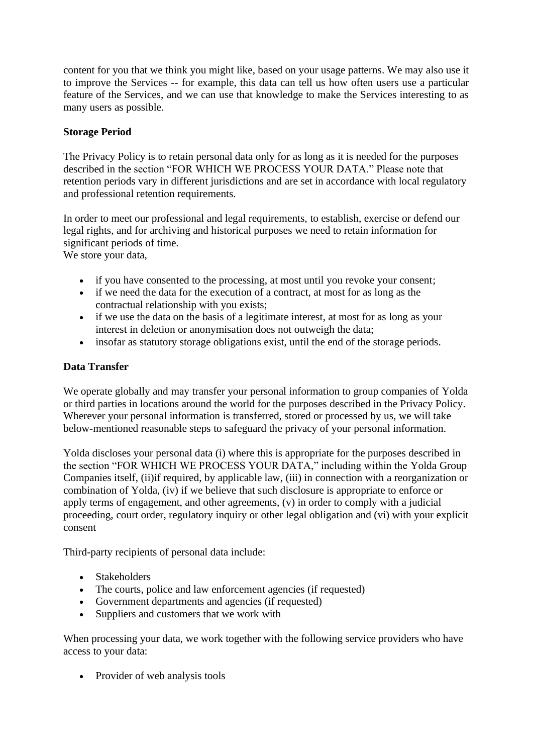content for you that we think you might like, based on your usage patterns. We may also use it to improve the Services -- for example, this data can tell us how often users use a particular feature of the Services, and we can use that knowledge to make the Services interesting to as many users as possible.

**Storage Period**

The Privacy Policy is to retain personal data only for as long as it is needed for the purposes described in the section "FOR WHICH WE PROCESS YOUR DATA." Please note that retention periods vary in different jurisdictions and are set in accordance with local regulatory and professional retention requirements.

In order to meet our professional and legal requirements, to establish, exercise or defend our legal rights, and for archiving and historical purposes we need to retain information for significant periods of time.
We store your data,

- if you have consented to the processing, at most until you revoke your consent;
- if we need the data for the execution of a contract, at most for as long as the contractual relationship with you exists;
- if we use the data on the basis of a legitimate interest, at most for as long as your interest in deletion or anonymisation does not outweigh the data;
- insofar as statutory storage obligations exist, until the end of the storage periods.

**Data Transfer**

We operate globally and may transfer your personal information to group companies of Yolda or third parties in locations around the world for the purposes described in the Privacy Policy. Wherever your personal information is transferred, stored or processed by us, we will take below-mentioned reasonable steps to safeguard the privacy of your personal information.

Yolda discloses your personal data (i) where this is appropriate for the purposes described in the section "FOR WHICH WE PROCESS YOUR DATA," including within the Yolda Group Companies itself, (ii)if required, by applicable law, (iii) in connection with a reorganization or combination of Yolda, (iv) if we believe that such disclosure is appropriate to enforce or apply terms of engagement, and other agreements, (v) in order to comply with a judicial proceeding, court order, regulatory inquiry or other legal obligation and (vi) with your explicit consent

Third-party recipients of personal data include:

- Stakeholders
- The courts, police and law enforcement agencies (if requested)
- Government departments and agencies (if requested)
- Suppliers and customers that we work with

When processing your data, we work together with the following service providers who have access to your data:

- Provider of web analysis tools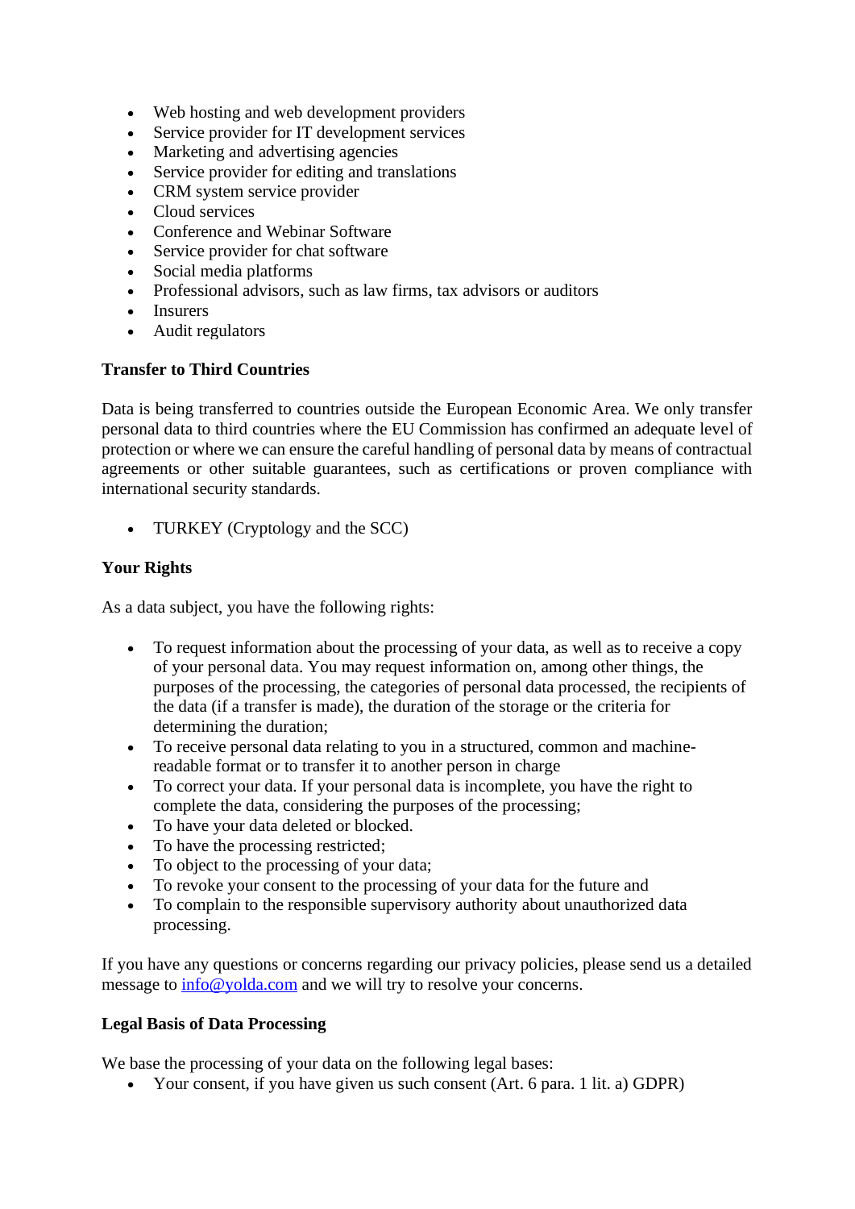- Web hosting and web development providers
- Service provider for IT development services
- Marketing and advertising agencies
- Service provider for editing and translations
- CRM system service provider
- Cloud services
- Conference and Webinar Software
- Service provider for chat software
- Social media platforms
- Professional advisors, such as law firms, tax advisors or auditors
- Insurers
- Audit regulators

**Transfer to Third Countries**

Data is being transferred to countries outside the European Economic Area. We only transfer personal data to third countries where the EU Commission has confirmed an adequate level of protection or where we can ensure the careful handling of personal data by means of contractual agreements or other suitable guarantees, such as certifications or proven compliance with international security standards.

- TURKEY (Cryptology and the SCC)

**Your Rights**

As a data subject, you have the following rights:

- To request information about the processing of your data, as well as to receive a copy of your personal data. You may request information on, among other things, the purposes of the processing, the categories of personal data processed, the recipients of the data (if a transfer is made), the duration of the storage or the criteria for determining the duration;
- To receive personal data relating to you in a structured, common and machine-readable format or to transfer it to another person in charge
- To correct your data. If your personal data is incomplete, you have the right to complete the data, considering the purposes of the processing;
- To have your data deleted or blocked.
- To have the processing restricted;
- To object to the processing of your data;
- To revoke your consent to the processing of your data for the future and
- To complain to the responsible supervisory authority about unauthorized data processing.

If you have any questions or concerns regarding our privacy policies, please send us a detailed message to info@yolda.com and we will try to resolve your concerns.

**Legal Basis of Data Processing**

We base the processing of your data on the following legal bases:

- Your consent, if you have given us such consent (Art. 6 para. 1 lit. a) GDPR)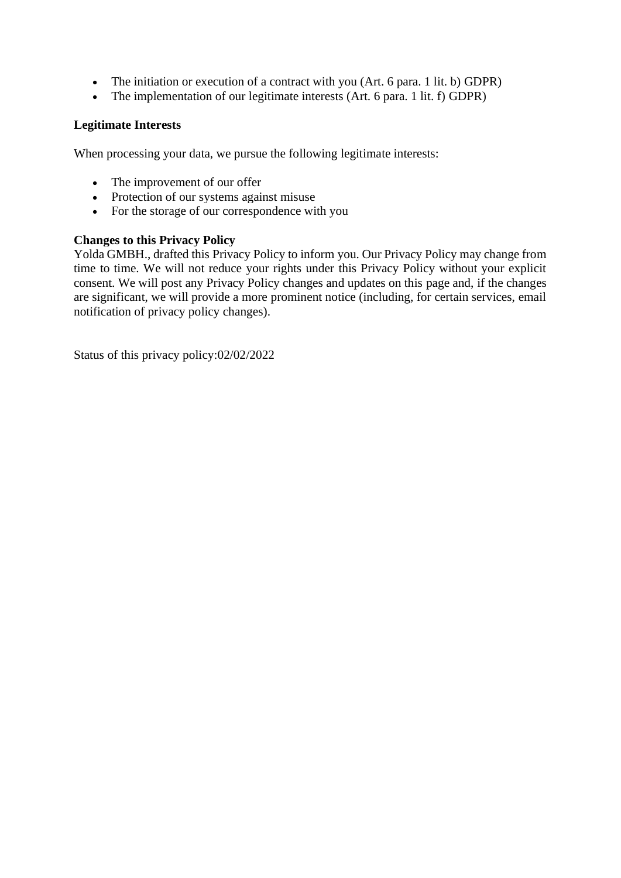- The initiation or execution of a contract with you (Art. 6 para. 1 lit. b) GDPR)
- The implementation of our legitimate interests (Art. 6 para. 1 lit. f) GDPR)

**Legitimate Interests**

When processing your data, we pursue the following legitimate interests:

- The improvement of our offer
- Protection of our systems against misuse
- For the storage of our correspondence with you

**Changes to this Privacy Policy**

Yolda GMBH., drafted this Privacy Policy to inform you. Our Privacy Policy may change from time to time. We will not reduce your rights under this Privacy Policy without your explicit consent. We will post any Privacy Policy changes and updates on this page and, if the changes are significant, we will provide a more prominent notice (including, for certain services, email notification of privacy policy changes).

Status of this privacy policy:02/02/2022